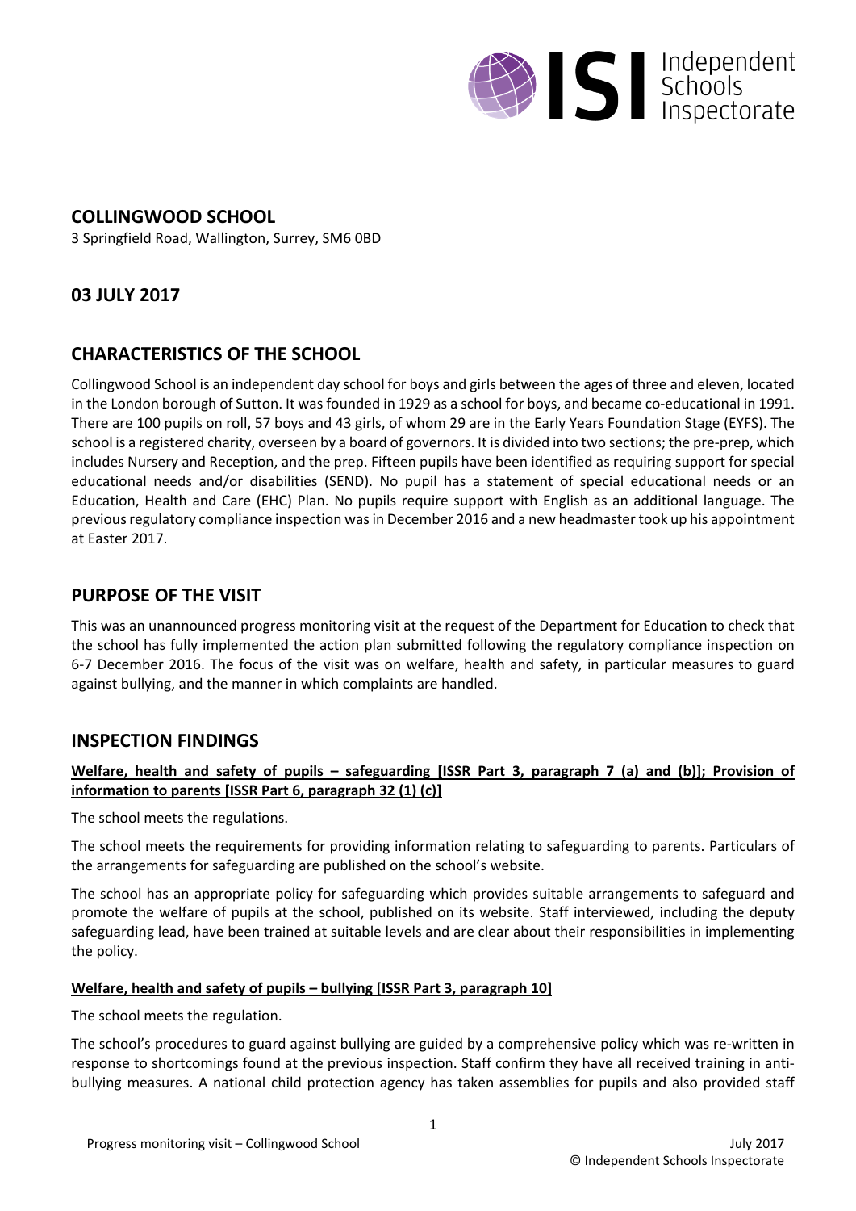## COLLINGWOOD SCHOOL

3 Springfield Road, Wallington, Surrey, SM6 0BD

## 03 JULY 2017

## CHARACTERISTICS OF THE SCHOOL

Collingwood School is an independent day school for boys and girls between the ages of three and eleven, located in the London borough of Sutton. It was founded in 1929 as a school for boys, and became co-educational in 1991. There are 100 pupils on roll, 57 boys and 43 girls, of whom 29 are in the Early Years Foundation Stage (EYFS). The school is a registered charity, overseen by a board of governors. It is divided into two sections; the pre-prep, which includes Nursery and Reception, and the prep. Fifteen pupils have been identified as requiring support for special educational needs and/or disabilities (SEND). No pupil has a statement of special educational needs or an Education, Health and Care (EHC) Plan. No pupils require support with English as an additional language. The previous regulatory compliance inspection was in December 2016 and a new headmaster took up his appointment at Easter 2017.

## PURPOSE OF THE VISIT

This was an unannounced progress monitoring visit at the request of the Department for Education to check that the school has fully implemented the action plan submitted following the regulatory compliance inspection on 6-7 December 2016. The focus of the visit was on welfare, health and safety, in particular measures to guard against bullying, and the manner in which complaints are handled.

## INSPECTION FINDINGS

**Welfare, health and safety of pupils – safeguarding [ISSR Part 3, paragraph 7 (a) and (b)]; Provision of information to parents [ISSR Part 6, paragraph 32 (1) (c)]**

The school meets the regulations.

The school meets the requirements for providing information relating to safeguarding to parents. Particulars of the arrangements for safeguarding are published on the school's website.

The school has an appropriate policy for safeguarding which provides suitable arrangements to safeguard and promote the welfare of pupils at the school, published on its website. Staff interviewed, including the deputy safeguarding lead, have been trained at suitable levels and are clear about their responsibilities in implementing the policy.

**Welfare, health and safety of pupils – bullying [ISSR Part 3, paragraph 10]**

The school meets the regulation.

The school's procedures to guard against bullying are guided by a comprehensive policy which was re-written in response to shortcomings found at the previous inspection. Staff confirm they have all received training in anti-bullying measures. A national child protection agency has taken assemblies for pupils and also provided staff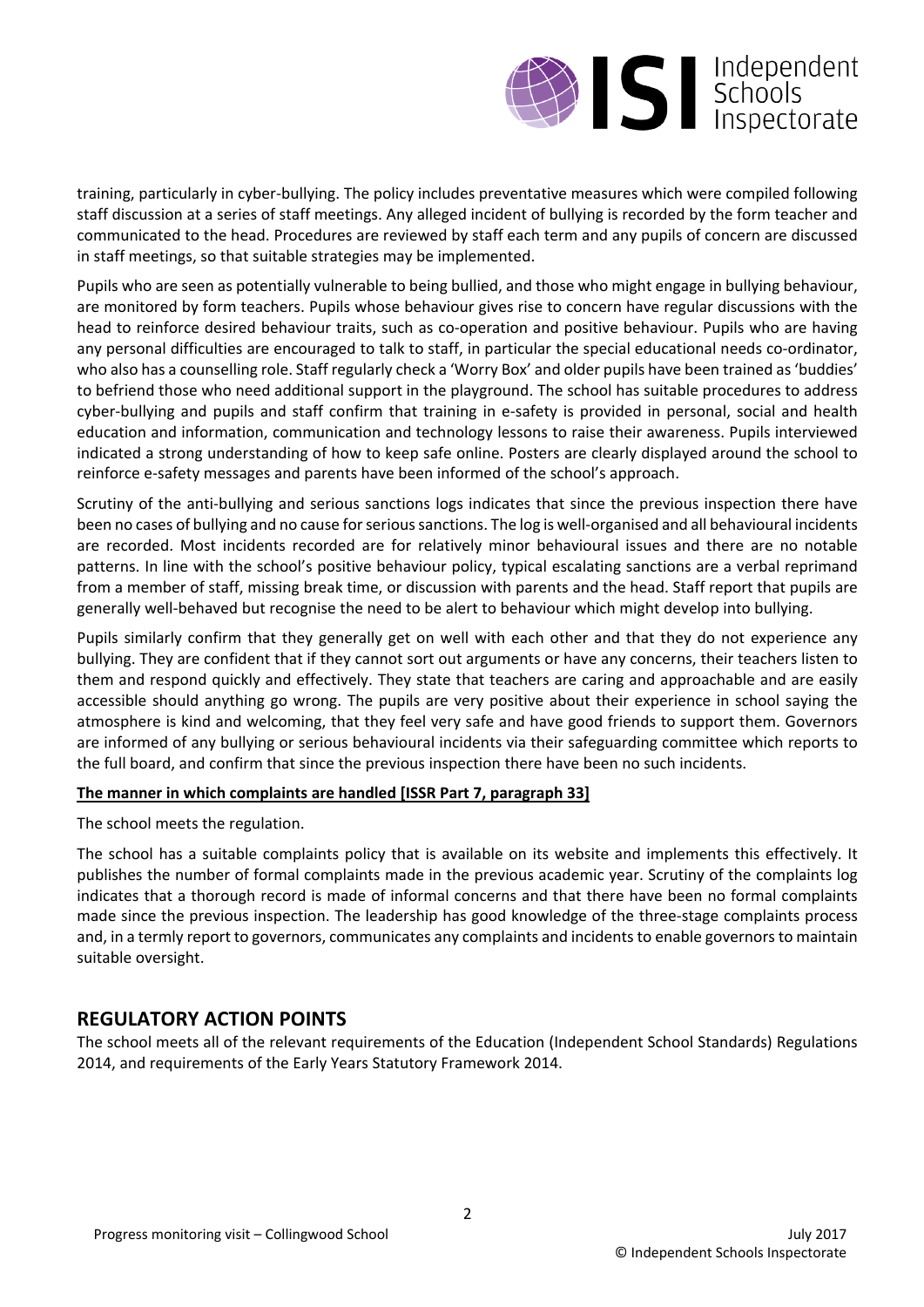training, particularly in cyber-bullying. The policy includes preventative measures which were compiled following staff discussion at a series of staff meetings. Any alleged incident of bullying is recorded by the form teacher and communicated to the head. Procedures are reviewed by staff each term and any pupils of concern are discussed in staff meetings, so that suitable strategies may be implemented.

Pupils who are seen as potentially vulnerable to being bullied, and those who might engage in bullying behaviour, are monitored by form teachers. Pupils whose behaviour gives rise to concern have regular discussions with the head to reinforce desired behaviour traits, such as co-operation and positive behaviour. Pupils who are having any personal difficulties are encouraged to talk to staff, in particular the special educational needs co-ordinator, who also has a counselling role. Staff regularly check a 'Worry Box' and older pupils have been trained as 'buddies' to befriend those who need additional support in the playground. The school has suitable procedures to address cyber-bullying and pupils and staff confirm that training in e-safety is provided in personal, social and health education and information, communication and technology lessons to raise their awareness. Pupils interviewed indicated a strong understanding of how to keep safe online. Posters are clearly displayed around the school to reinforce e-safety messages and parents have been informed of the school's approach.

Scrutiny of the anti-bullying and serious sanctions logs indicates that since the previous inspection there have been no cases of bullying and no cause for serious sanctions. The log is well-organised and all behavioural incidents are recorded. Most incidents recorded are for relatively minor behavioural issues and there are no notable patterns. In line with the school's positive behaviour policy, typical escalating sanctions are a verbal reprimand from a member of staff, missing break time, or discussion with parents and the head. Staff report that pupils are generally well-behaved but recognise the need to be alert to behaviour which might develop into bullying.

Pupils similarly confirm that they generally get on well with each other and that they do not experience any bullying. They are confident that if they cannot sort out arguments or have any concerns, their teachers listen to them and respond quickly and effectively. They state that teachers are caring and approachable and are easily accessible should anything go wrong. The pupils are very positive about their experience in school saying the atmosphere is kind and welcoming, that they feel very safe and have good friends to support them. Governors are informed of any bullying or serious behavioural incidents via their safeguarding committee which reports to the full board, and confirm that since the previous inspection there have been no such incidents.

**The manner in which complaints are handled [ISSR Part 7, paragraph 33]**

The school meets the regulation.

The school has a suitable complaints policy that is available on its website and implements this effectively. It publishes the number of formal complaints made in the previous academic year. Scrutiny of the complaints log indicates that a thorough record is made of informal concerns and that there have been no formal complaints made since the previous inspection. The leadership has good knowledge of the three-stage complaints process and, in a termly report to governors, communicates any complaints and incidents to enable governors to maintain suitable oversight.

## REGULATORY ACTION POINTS

The school meets all of the relevant requirements of the Education (Independent School Standards) Regulations 2014, and requirements of the Early Years Statutory Framework 2014.